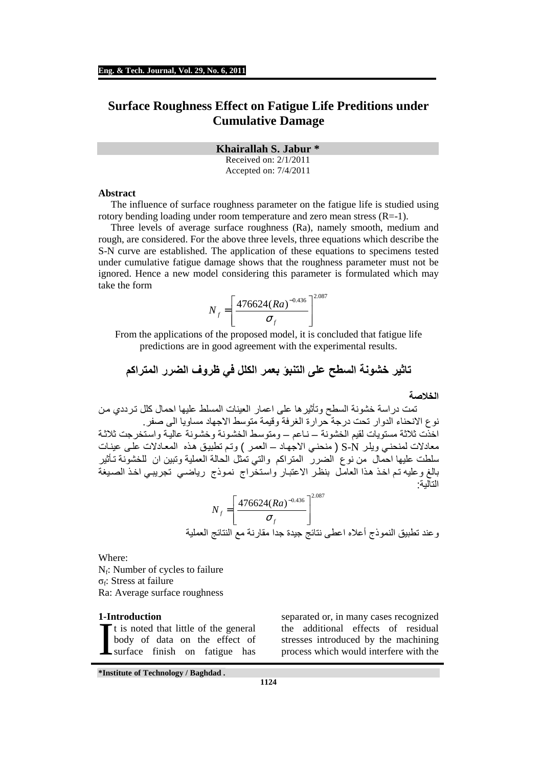# Surface Roughness Effect on Fatigue Life Preditions under Cumulative Damage

**Khairallah S. Jabur \***

Received on: 2/1/2011
Accepted on: 7/4/2011

### Abstract

The influence of surface roughness parameter on the fatigue life is studied using rotory bending loading under room temperature and zero mean stress (R=-1).

Three levels of average surface roughness (Ra), namely smooth, medium and rough, are considered. For the above three levels, three equations which describe the S-N curve are established. The application of these equations to specimens tested under cumulative fatigue damage shows that the roughness parameter must not be ignored. Hence a new model considering this parameter is formulated which may take the form

$$N_f = \left[ \frac{476624(Ra)^{-0.436}}{\sigma_f} \right]^{2.087}$$

From the applications of the proposed model, it is concluded that fatigue life predictions are in good agreement with the experimental results.

## تاثير خشونة السطح على التنبؤ بعمر الكلل في ظروف الضرر المتراكم

### الخلاصة

تمت دراسة خشونة السطح وتأثيرها على اعمار العينات المسلط عليها احمال كلل ترددي من نوع الانحناء الدوار تحت درجة حرارة الغرفة وقيمة متوسط الاجهاد مساويا الى صفر.
اخذت ثلاثة مستويات لقيم الخشونة – ناعم – ومتوسط الخشونة وخشونة عالية واستخرجت ثلاثة معادلات لمنحني ويلر S-N ( منحني الاجهاد – العمر ) وتم تطبيق هذه المعادلات على عينات سلطت عليها احمال من نوع الضرر المتراكم والتي تمثل الحالة العملية وتبين ان للخشونة تأثير بالغ وعليه تم اخذ هذا العامل بنظر الاعتبار واستخراج نموذج رياضي تجريبي اخذ الصيغة التالية:

$$N_f = \left[ \frac{476624(Ra)^{-0.436}}{\sigma_f} \right]^{2.087}$$

وعند تطبيق النموذج أعلاه اعطى نتائج جيدة جدا مقارنة مع النتائج العملية

Where:
$N_f$: Number of cycles to failure
$\sigma_f$: Stress at failure
Ra: Average surface roughness

## 1-Introduction

It is noted that little of the general body of data on the effect of surface finish on fatigue has separated or, in many cases recognized the additional effects of residual stresses introduced by the machining process which would interfere with the

\*Institute of Technology / Baghdad .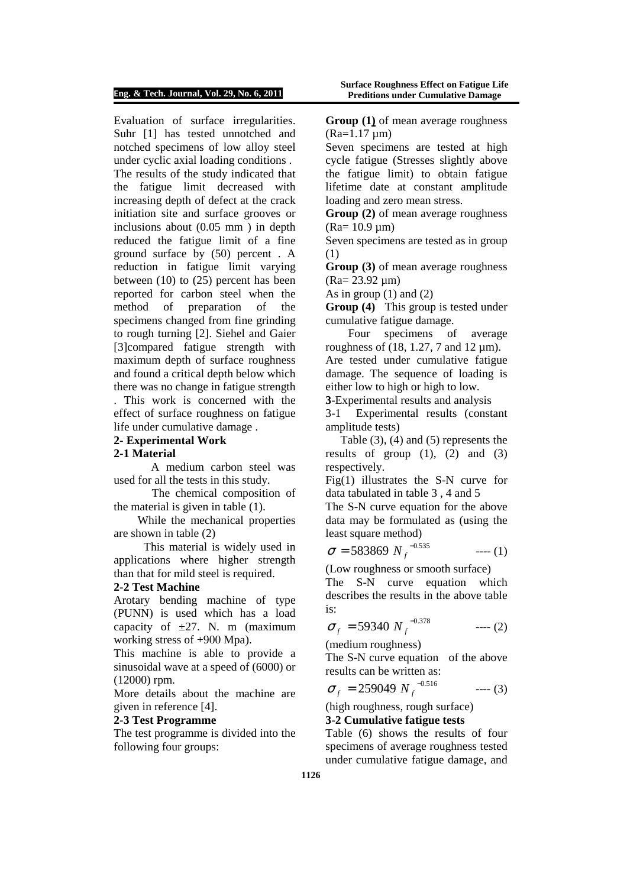Evaluation of surface irregularities. Suhr [1] has tested unnotched and notched specimens of low alloy steel under cyclic axial loading conditions . The results of the study indicated that the fatigue limit decreased with increasing depth of defect at the crack initiation site and surface grooves or inclusions about (0.05 mm ) in depth reduced the fatigue limit of a fine ground surface by (50) percent . A reduction in fatigue limit varying between (10) to (25) percent has been reported for carbon steel when the method of preparation of the specimens changed from fine grinding to rough turning [2]. Siehel and Gaier [3]compared fatigue strength with maximum depth of surface roughness and found a critical depth below which there was no change in fatigue strength . This work is concerned with the effect of surface roughness on fatigue life under cumulative damage .

## 2- Experimental Work

### 2-1 Material

A medium carbon steel was used for all the tests in this study.

The chemical composition of the material is given in table (1).

While the mechanical properties are shown in table (2)

This material is widely used in applications where higher strength than that for mild steel is required.

### 2-2 Test Machine

Arotary bending machine of type (PUNN) is used which has a load capacity of ±27. N. m (maximum working stress of +900 Mpa).

This machine is able to provide a sinusoidal wave at a speed of (6000) or (12000) rpm.

More details about the machine are given in reference [4].

### 2-3 Test Programme

The test programme is divided into the following four groups:

**Group (1)** of mean average roughness (Ra=1.17 μm)

Seven specimens are tested at high cycle fatigue (Stresses slightly above the fatigue limit) to obtain fatigue lifetime date at constant amplitude loading and zero mean stress.

**Group (2)** of mean average roughness (Ra= 10.9 μm)

Seven specimens are tested as in group (1)

**Group (3)** of mean average roughness (Ra= 23.92 μm)

As in group (1) and (2)

**Group (4)** This group is tested under cumulative fatigue damage.

Four specimens of average roughness of (18, 1.27, 7 and 12 μm). Are tested under cumulative fatigue damage. The sequence of loading is either low to high or high to low.

## 3-Experimental results and analysis

3-1 Experimental results (constant amplitude tests)

Table (3), (4) and (5) represents the results of group (1), (2) and (3) respectively.

Fig(1) illustrates the S-N curve for data tabulated in table 3 , 4 and 5

The S-N curve equation for the above data may be formulated as (using the least square method)

$$\sigma = 583869\ N_f^{-0.535} \qquad \text{---- (1)}$$

(Low roughness or smooth surface)

The S-N curve equation which describes the results in the above table is:

$$\sigma_f = 59340\ N_f^{-0.378} \qquad \text{---- (2)}$$

(medium roughness)

The S-N curve equation of the above results can be written as:

$$\sigma_f = 259049\ N_f^{-0.516} \qquad \text{---- (3)}$$

(high roughness, rough surface)

### 3-2 Cumulative fatigue tests

Table (6) shows the results of four specimens of average roughness tested under cumulative fatigue damage, and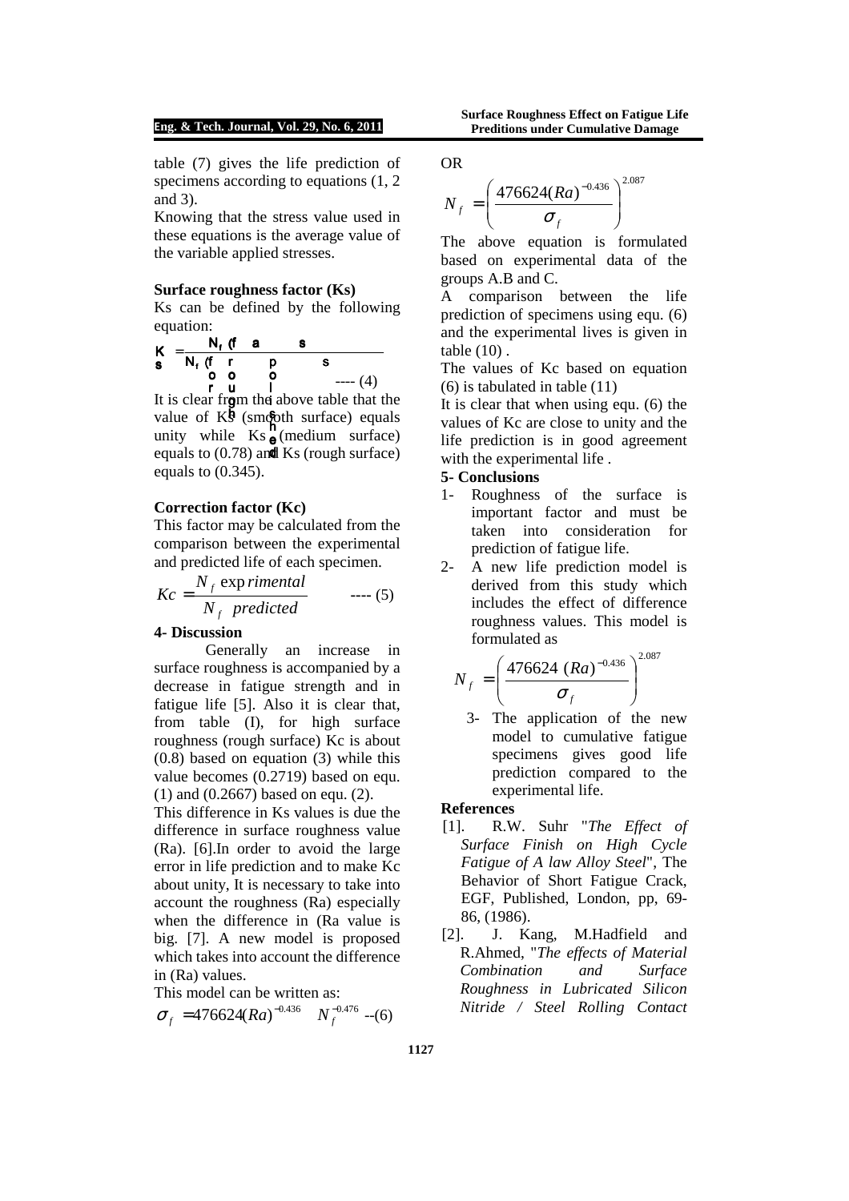table (7) gives the life prediction of specimens according to equations (1, 2 and 3).

Knowing that the stress value used in these equations is the average value of the variable applied stresses.

### Surface roughness factor (Ks)

Ks can be defined by the following equation:

$$K_s = \frac{N_f\ (\text{f} \quad \text{a} \quad \text{s})}{N_f\ (\text{for} \quad \text{rough} \quad \text{polished} \quad \text{s})} \qquad \text{---- (4)}$$

It is clear from the above table that the value of Ks (smooth surface) equals unity while Ks (medium surface) equals to (0.78) and Ks (rough surface) equals to (0.345).

### Correction factor (Kc)

This factor may be calculated from the comparison between the experimental and predicted life of each specimen.

$$Kc = \frac{N_f \ \exp rimental}{N_f \ \ predicted} \qquad \text{---- (5)}$$

### 4- Discussion

Generally an increase in surface roughness is accompanied by a decrease in fatigue strength and in fatigue life [5]. Also it is clear that, from table (I), for high surface roughness (rough surface) Kc is about (0.8) based on equation (3) while this value becomes (0.2719) based on equ. (1) and (0.2667) based on equ. (2).

This difference in Ks values is due the difference in surface roughness value (Ra). [6].In order to avoid the large error in life prediction and to make Kc about unity, It is necessary to take into account the roughness (Ra) especially when the difference in (Ra value is big. [7]. A new model is proposed which takes into account the difference in (Ra) values.

This model can be written as:

$$\sigma_f = 476624 (Ra)^{-0.436} \quad N_f^{-0.476} \text{ --(6)}$$

OR

$$N_f = \left( \frac{476624 (Ra)^{-0.436}}{\sigma_f} \right)^{2.087}$$

The above equation is formulated based on experimental data of the groups A.B and C.

A comparison between the life prediction of specimens using equ. (6) and the experimental lives is given in table (10) .

The values of Kc based on equation (6) is tabulated in table (11)

It is clear that when using equ. (6) the values of Kc are close to unity and the life prediction is in good agreement with the experimental life .

### 5- Conclusions

1- Roughness of the surface is important factor and must be taken into consideration for prediction of fatigue life.

2- A new life prediction model is derived from this study which includes the effect of difference roughness values. This model is formulated as

$$N_f = \left( \frac{476624 \ (Ra)^{-0.436}}{\sigma_f} \right)^{2.087}$$

3- The application of the new model to cumulative fatigue specimens gives good life prediction compared to the experimental life.

### References

[1]. R.W. Suhr "*The Effect of Surface Finish on High Cycle Fatigue of A law Alloy Steel*", The Behavior of Short Fatigue Crack, EGF, Published, London, pp, 69-86, (1986).

[2]. J. Kang, M.Hadfield and R.Ahmed, "*The effects of Material Combination and Surface Roughness in Lubricated Silicon Nitride / Steel Rolling Contact*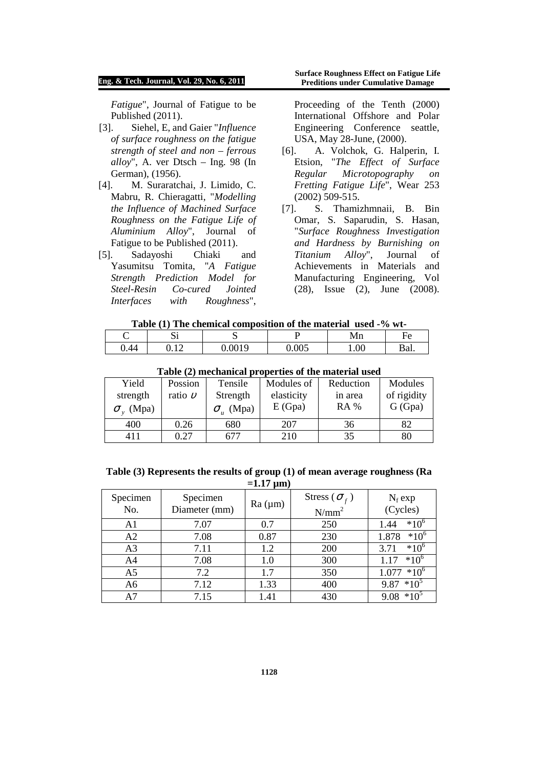*Fatigue*", Journal of Fatigue to be Published (2011).

[3]. Siehel, E, and Gaier "*Influence of surface roughness on the fatigue strength of steel and non – ferrous alloy*", A. ver Dtsch – Ing. 98 (In German), (1956).

[4]. M. Suraratchai, J. Limido, C. Mabru, R. Chieragatti, "*Modelling the Influence of Machined Surface Roughness on the Fatigue Life of Aluminium Alloy*", Journal of Fatigue to be Published (2011).

[5]. Sadayoshi Chiaki and Yasumitsu Tomita, "*A Fatigue Strength Prediction Model for Steel-Resin Co-cured Jointed Interfaces with Roughness*", Proceeding of the Tenth (2000) International Offshore and Polar Engineering Conference seattle, USA, May 28-June, (2000).

[6]. A. Volchok, G. Halperin, I. Etsion, "*The Effect of Surface Regular Microtopography on Fretting Fatigue Life*", Wear 253 (2002) 509-515.

[7]. S. Thamizhmnaii, B. Bin Omar, S. Saparudin, S. Hasan, "*Surface Roughness Investigation and Hardness by Burnishing on Titanium Alloy*", Journal of Achievements in Materials and Manufacturing Engineering, Vol (28), Issue (2), June (2008).

**Table (1) The chemical composition of the material used -% wt-**

| C | Si | S | P | Mn | Fe |
|---|---|---|---|---|---|
| 0.44 | 0.12 | 0.0019 | 0.005 | 1.00 | Bal. |

**Table (2) mechanical properties of the material used**

| Yield strength $\sigma_y$ (Mpa) | Possion ratio $\upsilon$ | Tensile Strength $\sigma_u$ (Mpa) | Modules of elasticity E (Gpa) | Reduction in area RA % | Modules of rigidity G (Gpa) |
|---|---|---|---|---|---|
| 400 | 0.26 | 680 | 207 | 36 | 82 |
| 411 | 0.27 | 677 | 210 | 35 | 80 |

**Table (3) Represents the results of group (1) of mean average roughness (Ra =1.17 μm)**

| Specimen No. | Specimen Diameter (mm) | Ra (μm) | Stress ($\sigma_f$) N/mm$^2$ | $N_f$ exp (Cycles) |
|---|---|---|---|---|
| A1 | 7.07 | 0.7 | 250 | 1.44 $*10^6$ |
| A2 | 7.08 | 0.87 | 230 | 1.878 $*10^6$ |
| A3 | 7.11 | 1.2 | 200 | 3.71 $*10^6$ |
| A4 | 7.08 | 1.0 | 300 | 1.17 $*10^6$ |
| A5 | 7.2 | 1.7 | 350 | 1.077 $*10^6$ |
| A6 | 7.12 | 1.33 | 400 | 9.87 $*10^5$ |
| A7 | 7.15 | 1.41 | 430 | 9.08 $*10^5$ |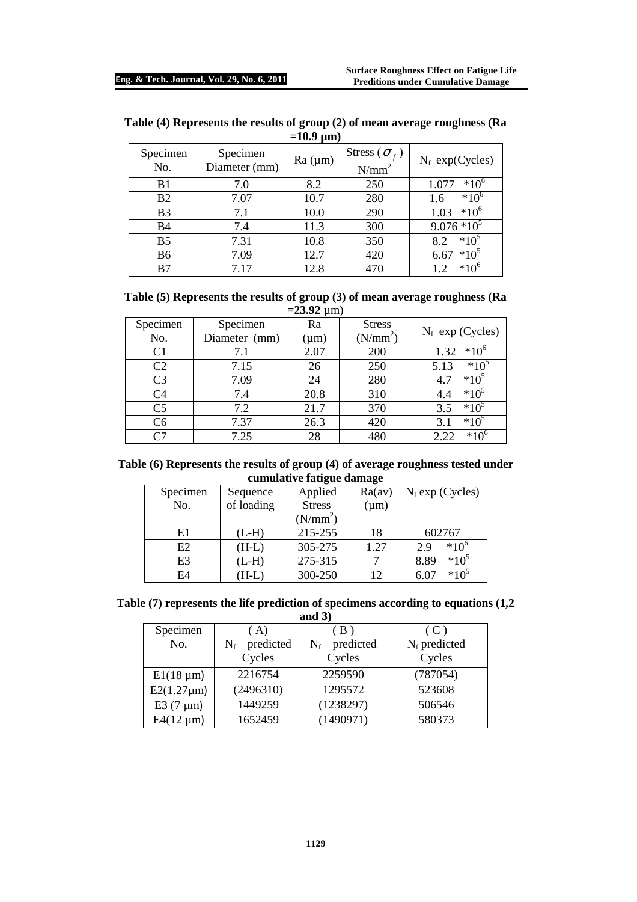**Table (4) Represents the results of group (2) of mean average roughness (Ra =10.9 μm)**

| Specimen No. | Specimen Diameter (mm) | Ra (μm) | Stress ($\sigma_f$) $N/mm^2$ | $N_f$ exp(Cycles) |
|---|---|---|---|---|
| B1 | 7.0 | 8.2 | 250 | $1.077 \ *10^6$ |
| B2 | 7.07 | 10.7 | 280 | $1.6 \ *10^6$ |
| B3 | 7.1 | 10.0 | 290 | $1.03 \ *10^6$ |
| B4 | 7.4 | 11.3 | 300 | $9.076 *10^5$ |
| B5 | 7.31 | 10.8 | 350 | $8.2 \ *10^5$ |
| B6 | 7.09 | 12.7 | 420 | $6.67 \ *10^5$ |
| B7 | 7.17 | 12.8 | 470 | $1.2 \ *10^6$ |

**Table (5) Represents the results of group (3) of mean average roughness (Ra =23.92 μm)**

| Specimen No. | Specimen Diameter (mm) | Ra (μm) | Stress ($N/mm^2$) | $N_f$ exp (Cycles) |
|---|---|---|---|---|
| C1 | 7.1 | 2.07 | 200 | $1.32 \ *10^6$ |
| C2 | 7.15 | 26 | 250 | $5.13 \ *10^5$ |
| C3 | 7.09 | 24 | 280 | $4.7 \ *10^5$ |
| C4 | 7.4 | 20.8 | 310 | $4.4 \ *10^5$ |
| C5 | 7.2 | 21.7 | 370 | $3.5 \ *10^5$ |
| C6 | 7.37 | 26.3 | 420 | $3.1 \ *10^5$ |
| C7 | 7.25 | 28 | 480 | $2.22 \ *10^6$ |

**Table (6) Represents the results of group (4) of average roughness tested under cumulative fatigue damage**

| Specimen No. | Sequence of loading | Applied Stress ($N/mm^2$) | Ra(av) (μm) | $N_f$ exp (Cycles) |
|---|---|---|---|---|
| E1 | (L-H) | 215-255 | 18 | 602767 |
| E2 | (H-L) | 305-275 | 1.27 | $2.9 \ *10^6$ |
| E3 | (L-H) | 275-315 | 7 | $8.89 \ *10^5$ |
| E4 | (H-L) | 300-250 | 12 | $6.07 \ *10^5$ |

**Table (7) represents the life prediction of specimens according to equations (1,2 and 3)**

| Specimen No. | ( A ) $N_f$ predicted Cycles | ( B ) $N_f$ predicted Cycles | ( C ) $N_f$ predicted Cycles |
|---|---|---|---|
| E1(18 μm) | 2216754 | 2259590 | (787054) |
| E2(1.27μm) | (2496310) | 1295572 | 523608 |
| E3 (7 μm) | 1449259 | (1238297) | 506546 |
| E4(12 μm) | 1652459 | (1490971) | 580373 |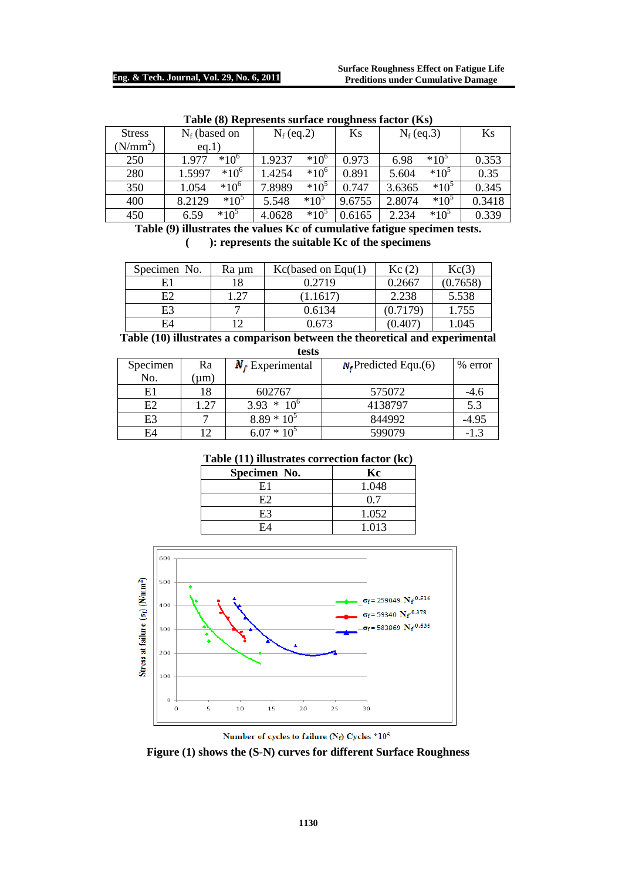**Table (8) Represents surface roughness factor (Ks)**

| Stress ($N/mm^2$) | $N_f$ (based on eq.1) | $N_f$ (eq.2) | Ks | $N_f$ (eq.3) | Ks |
|---|---|---|---|---|---|
| 250 | 1.977 $*10^6$ | 1.9237 $*10^6$ | 0.973 | 6.98 $*10^5$ | 0.353 |
| 280 | 1.5997 $*10^6$ | 1.4254 $*10^6$ | 0.891 | 5.604 $*10^5$ | 0.35 |
| 350 | 1.054 $*10^6$ | 7.8989 $*10^5$ | 0.747 | 3.6365 $*10^5$ | 0.345 |
| 400 | 8.2129 $*10^5$ | 5.548 $*10^5$ | 9.6755 | 2.8074 $*10^5$ | 0.3418 |
| 450 | 6.59 $*10^5$ | 4.0628 $*10^5$ | 0.6165 | 2.234 $*10^5$ | 0.339 |

**Table (9) illustrates the values Kc of cumulative fatigue specimen tests.**
**( ): represents the suitable Kc of the specimens**

| Specimen No. | Ra µm | Kc(based on Equ(1) | Kc (2) | Kc(3) |
|---|---|---|---|---|
| E1 | 18 | 0.2719 | 0.2667 | (0.7658) |
| E2 | 1.27 | (1.1617) | 2.238 | 5.538 |
| E3 | 7 | 0.6134 | (0.7179) | 1.755 |
| E4 | 12 | 0.673 | (0.407) | 1.045 |

**Table (10) illustrates a comparison between the theoretical and experimental tests**

| Specimen No. | Ra (µm) | $N_f$ Experimental | $N_f$ Predicted Equ.(6) | % error |
|---|---|---|---|---|
| E1 | 18 | 602767 | 575072 | -4.6 |
| E2 | 1.27 | 3.93 * $10^6$ | 4138797 | 5.3 |
| E3 | 7 | 8.89 * $10^5$ | 844992 | -4.95 |
| E4 | 12 | 6.07 * $10^5$ | 599079 | -1.3 |

**Table (11) illustrates correction factor (kc)**

| Specimen No. | Kc |
|---|---|
| E1 | 1.048 |
| E2 | 0.7 |
| E3 | 1.052 |
| E4 | 1.013 |

Stress at failure ($\sigma_f$) ($N/mm^2$)

600
500
400
300
200
100
0

0 5 10 15 20 25 30

$\sigma_f = 259049\ N_f^{-0.516}$

$\sigma_f = 59340\ N_f^{-0.378}$

$\sigma_f = 583869\ N_f^{-0.535}$

Number of cycles to failure ($N_f$) Cycles $*10^5$

**Figure (1) shows the (S-N) curves for different Surface Roughness**